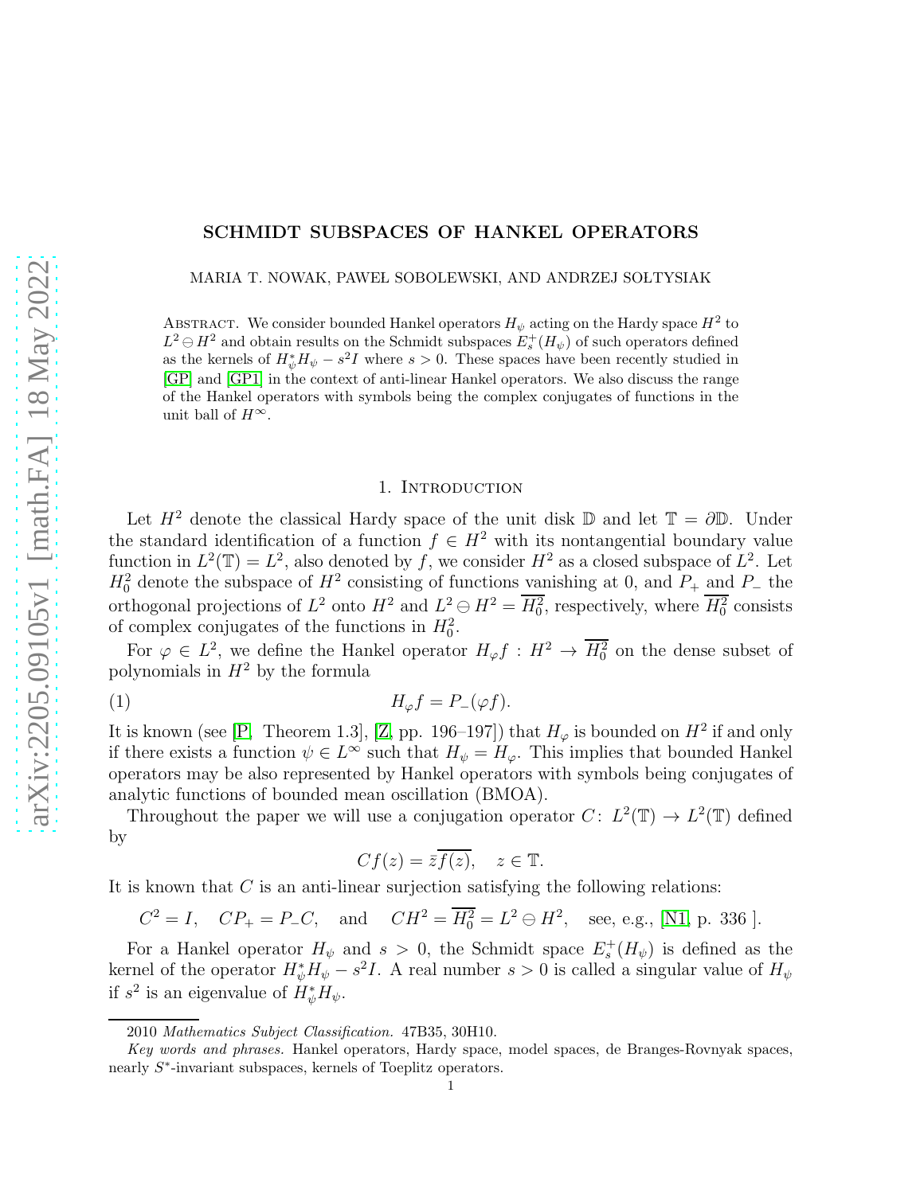# SCHMIDT SUBSPACES OF HANKEL OPERATORS

MARIA T. NOWAK, PAWEŁ SOBOLEWSKI, AND ANDRZEJ SOŁTYSIAK

Abstract. We consider bounded Hankel operators $H_\psi$ acting on the Hardy space $H^2$ to $L^2 \ominus H^2$ and obtain results on the Schmidt subspaces $E_s^+(H_\psi)$ of such operators defined as the kernels of $H_\psi^* H_\psi - s^2 I$ where $s > 0$. These spaces have been recently studied in [GP] and [GP1] in the context of anti-linear Hankel operators. We also discuss the range of the Hankel operators with symbols being the complex conjugates of functions in the unit ball of $H^\infty$.

## 1. Introduction

Let $H^2$ denote the classical Hardy space of the unit disk $\mathbb{D}$ and let $\mathbb{T} = \partial\mathbb{D}$. Under the standard identification of a function $f \in H^2$ with its nontangential boundary value function in $L^2(\mathbb{T}) = L^2$, also denoted by $f$, we consider $H^2$ as a closed subspace of $L^2$. Let $H_0^2$ denote the subspace of $H^2$ consisting of functions vanishing at 0, and $P_+$ and $P_-$ the orthogonal projections of $L^2$ onto $H^2$ and $L^2 \ominus H^2 = \overline{H_0^2}$, respectively, where $\overline{H_0^2}$ consists of complex conjugates of the functions in $H_0^2$.

For $\varphi \in L^2$, we define the Hankel operator $H_\varphi f : H^2 \to \overline{H_0^2}$ on the dense subset of polynomials in $H^2$ by the formula

$$H_\varphi f = P_-(\varphi f). \tag{1}$$

It is known (see [P, Theorem 1.3], [Z, pp. 196–197]) that $H_\varphi$ is bounded on $H^2$ if and only if there exists a function $\psi \in L^\infty$ such that $H_\psi = H_\varphi$. This implies that bounded Hankel operators may be also represented by Hankel operators with symbols being conjugates of analytic functions of bounded mean oscillation (BMOA).

Throughout the paper we will use a conjugation operator $C \colon L^2(\mathbb{T}) \to L^2(\mathbb{T})$ defined by

$$Cf(z) = \bar{z}\overline{f(z)}, \quad z \in \mathbb{T}.$$

It is known that $C$ is an anti-linear surjection satisfying the following relations:

$$C^2 = I, \quad CP_+ = P_-C, \quad \text{and} \quad CH^2 = \overline{H_0^2} = L^2 \ominus H^2, \quad \text{see, e.g., [N1, p. 336 ].}$$

For a Hankel operator $H_\psi$ and $s > 0$, the Schmidt space $E_s^+(H_\psi)$ is defined as the kernel of the operator $H_\psi^* H_\psi - s^2 I$. A real number $s > 0$ is called a singular value of $H_\psi$ if $s^2$ is an eigenvalue of $H_\psi^* H_\psi$.

2010 *Mathematics Subject Classification.* 47B35, 30H10.

*Key words and phrases.* Hankel operators, Hardy space, model spaces, de Branges-Rovnyak spaces, nearly $S^*$-invariant subspaces, kernels of Toeplitz operators.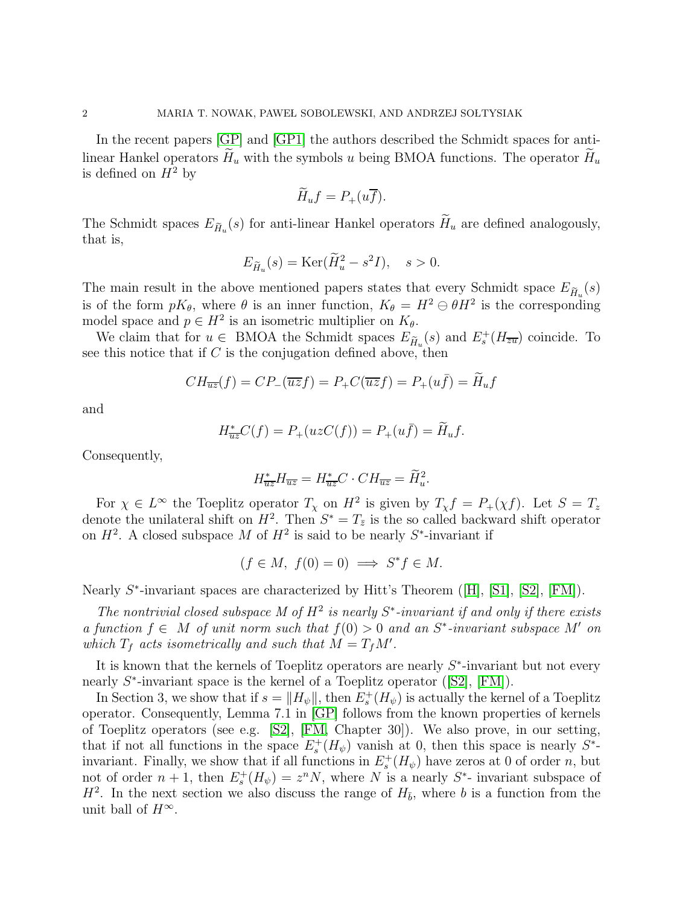In the recent papers [GP] and [GP1] the authors described the Schmidt spaces for anti-linear Hankel operators $\widetilde{H}_u$ with the symbols $u$ being BMOA functions. The operator $\widetilde{H}_u$ is defined on $H^2$ by

$$\widetilde{H}_u f = P_+(u\overline{f}).$$

The Schmidt spaces $E_{\widetilde{H}_u}(s)$ for anti-linear Hankel operators $\widetilde{H}_u$ are defined analogously, that is,

$$E_{\widetilde{H}_u}(s) = \operatorname{Ker}(\widetilde{H}_u^2 - s^2 I), \quad s > 0.$$

The main result in the above mentioned papers states that every Schmidt space $E_{\widetilde{H}_u}(s)$ is of the form $pK_\theta$, where $\theta$ is an inner function, $K_\theta = H^2 \ominus \theta H^2$ is the corresponding model space and $p \in H^2$ is an isometric multiplier on $K_\theta$.

We claim that for $u \in$ BMOA the Schmidt spaces $E_{\widetilde{H}_u}(s)$ and $E_s^+(H_{\overline{zu}})$ coincide. To see this notice that if $C$ is the conjugation defined above, then

$$CH_{\overline{uz}}(f) = CP_-(\overline{uz}f) = P_+C(\overline{uz}f) = P_+(u\bar{f}) = \widetilde{H}_u f$$

and

$$H_{\overline{uz}}^* C(f) = P_+(uzC(f)) = P_+(u\bar{f}) = \widetilde{H}_u f.$$

Consequently,

$$H_{\overline{uz}}^* H_{\overline{uz}} = H_{\overline{uz}}^* C \cdot CH_{\overline{uz}} = \widetilde{H}_u^2.$$

For $\chi \in L^\infty$ the Toeplitz operator $T_\chi$ on $H^2$ is given by $T_\chi f = P_+(\chi f)$. Let $S = T_z$ denote the unilateral shift on $H^2$. Then $S^* = T_{\bar{z}}$ is the so called backward shift operator on $H^2$. A closed subspace $M$ of $H^2$ is said to be nearly $S^*$-invariant if

$$(f \in M,\ f(0) = 0) \implies S^* f \in M.$$

Nearly $S^*$-invariant spaces are characterized by Hitt's Theorem ([H], [S1], [S2], [FM]).

*The nontrivial closed subspace $M$ of $H^2$ is nearly $S^*$-invariant if and only if there exists a function $f \in M$ of unit norm such that $f(0) > 0$ and an $S^*$-invariant subspace $M'$ on which $T_f$ acts isometrically and such that $M = T_f M'$.*

It is known that the kernels of Toeplitz operators are nearly $S^*$-invariant but not every nearly $S^*$-invariant space is the kernel of a Toeplitz operator ([S2], [FM]).

In Section 3, we show that if $s = \|H_\psi\|$, then $E_s^+(H_\psi)$ is actually the kernel of a Toeplitz operator. Consequently, Lemma 7.1 in [GP] follows from the known properties of kernels of Toeplitz operators (see e.g. [S2], [FM, Chapter 30]). We also prove, in our setting, that if not all functions in the space $E_s^+(H_\psi)$ vanish at 0, then this space is nearly $S^*$-invariant. Finally, we show that if all functions in $E_s^+(H_\psi)$ have zeros at 0 of order $n$, but not of order $n+1$, then $E_s^+(H_\psi) = z^n N$, where $N$ is a nearly $S^*$- invariant subspace of $H^2$. In the next section we also discuss the range of $H_{\bar{b}}$, where $b$ is a function from the unit ball of $H^\infty$.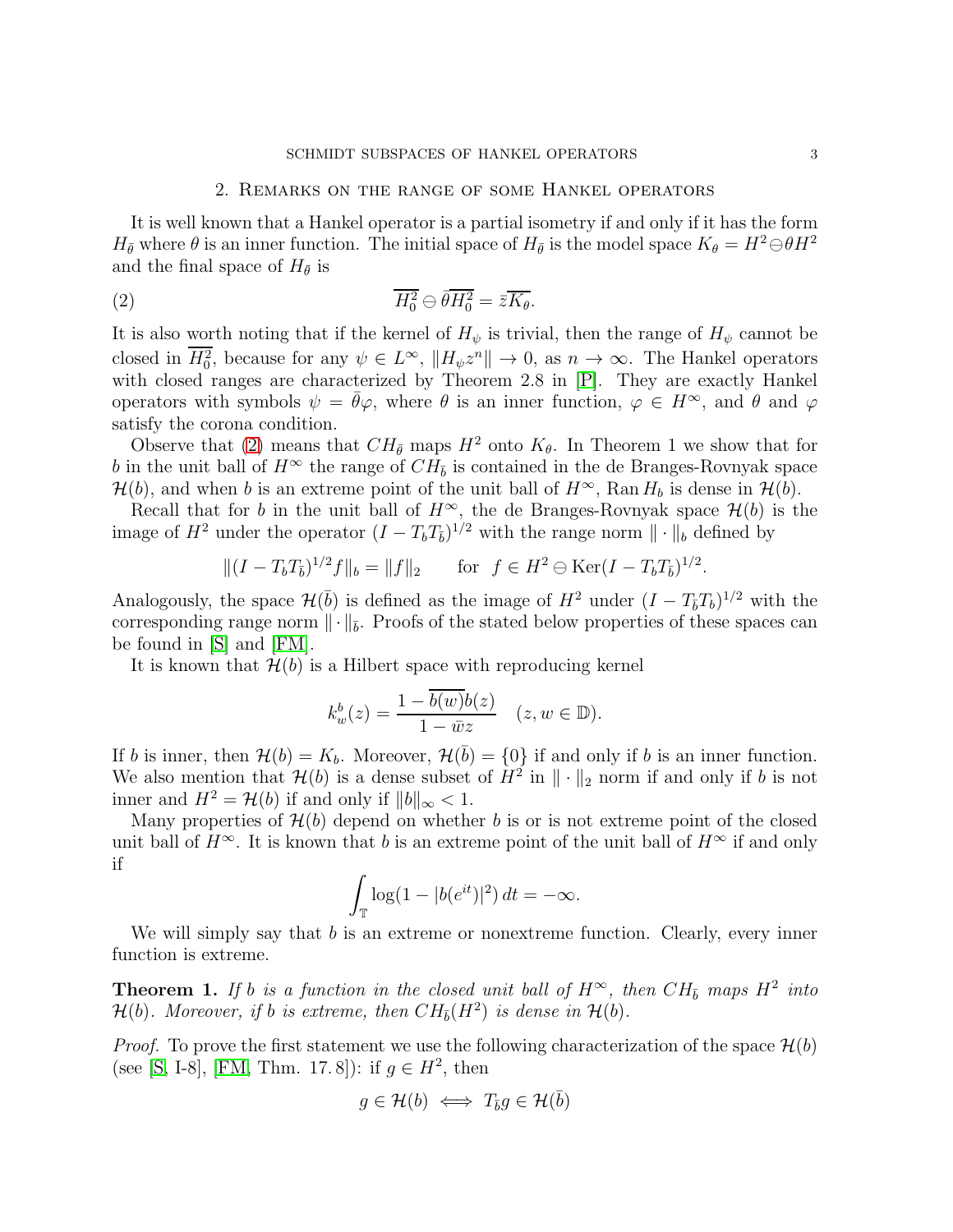## 2. Remarks on the range of some Hankel operators

It is well known that a Hankel operator is a partial isometry if and only if it has the form $H_{\bar\theta}$ where $\theta$ is an inner function. The initial space of $H_{\bar\theta}$ is the model space $K_\theta = H^2 \ominus \theta H^2$ and the final space of $H_{\bar\theta}$ is

$$\overline{H^2_0} \ominus \bar\theta \overline{H^2_0} = \bar z \overline{K_\theta}. \tag{2}$$

It is also worth noting that if the kernel of $H_\psi$ is trivial, then the range of $H_\psi$ cannot be closed in $\overline{H^2_0}$, because for any $\psi \in L^\infty$, $\|H_\psi z^n\| \to 0$, as $n \to \infty$. The Hankel operators with closed ranges are characterized by Theorem 2.8 in [P]. They are exactly Hankel operators with symbols $\psi = \bar\theta\varphi$, where $\theta$ is an inner function, $\varphi \in H^\infty$, and $\theta$ and $\varphi$ satisfy the corona condition.

Observe that (2) means that $CH_{\bar\theta}$ maps $H^2$ onto $K_\theta$. In Theorem 1 we show that for $b$ in the unit ball of $H^\infty$ the range of $CH_{\bar b}$ is contained in the de Branges-Rovnyak space $\mathcal{H}(b)$, and when $b$ is an extreme point of the unit ball of $H^\infty$, $\operatorname{Ran} H_b$ is dense in $\mathcal{H}(b)$.

Recall that for $b$ in the unit ball of $H^\infty$, the de Branges-Rovnyak space $\mathcal{H}(b)$ is the image of $H^2$ under the operator $(I - T_bT_{\bar b})^{1/2}$ with the range norm $\|\cdot\|_b$ defined by

$$\|(I - T_bT_{\bar b})^{1/2} f\|_b = \|f\|_2 \qquad \text{for} \quad f \in H^2 \ominus \operatorname{Ker}(I - T_bT_{\bar b})^{1/2}.$$

Analogously, the space $\mathcal{H}(\bar b)$ is defined as the image of $H^2$ under $(I - T_{\bar b}T_b)^{1/2}$ with the corresponding range norm $\|\cdot\|_{\bar b}$. Proofs of the stated below properties of these spaces can be found in [S] and [FM].

It is known that $\mathcal{H}(b)$ is a Hilbert space with reproducing kernel

$$k^b_w(z) = \frac{1 - \overline{b(w)}b(z)}{1 - \bar w z} \quad (z, w \in \mathbb{D}).$$

If $b$ is inner, then $\mathcal{H}(b) = K_b$. Moreover, $\mathcal{H}(\bar b) = \{0\}$ if and only if $b$ is an inner function. We also mention that $\mathcal{H}(b)$ is a dense subset of $H^2$ in $\|\cdot\|_2$ norm if and only if $b$ is not inner and $H^2 = \mathcal{H}(b)$ if and only if $\|b\|_\infty < 1$.

Many properties of $\mathcal{H}(b)$ depend on whether $b$ is or is not extreme point of the closed unit ball of $H^\infty$. It is known that $b$ is an extreme point of the unit ball of $H^\infty$ if and only if

$$\int_{\mathbb{T}} \log(1 - |b(e^{it})|^2)\, dt = -\infty.$$

We will simply say that $b$ is an extreme or nonextreme function. Clearly, every inner function is extreme.

**Theorem 1.** *If $b$ is a function in the closed unit ball of $H^\infty$, then $CH_{\bar b}$ maps $H^2$ into $\mathcal{H}(b)$. Moreover, if $b$ is extreme, then $CH_{\bar b}(H^2)$ is dense in $\mathcal{H}(b)$.*

*Proof.* To prove the first statement we use the following characterization of the space $\mathcal{H}(b)$ (see [S, I-8], [FM, Thm. 17.8]): if $g \in H^2$, then

$$g \in \mathcal{H}(b) \iff T_{\bar b} g \in \mathcal{H}(\bar b)$$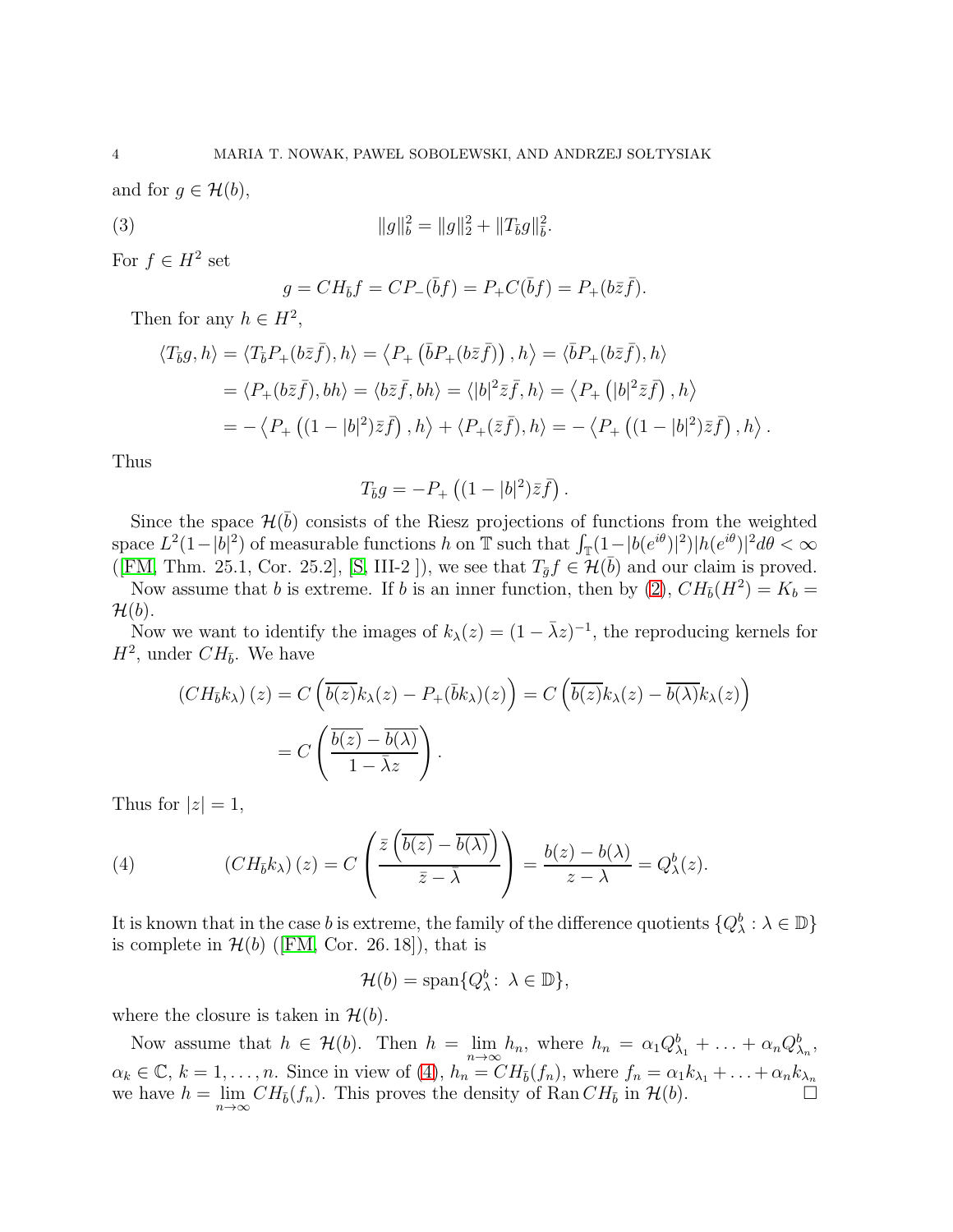and for $g \in \mathcal{H}(b)$,

$$
\|g\|_b^2 = \|g\|_2^2 + \|T_{\bar{b}} g\|_b^2. \tag{3}
$$

For $f \in H^2$ set

$$
g = CH_{\bar{b}} f = CP_-(\bar{b} f) = P_+ C(\bar{b} f) = P_+(b \bar{z} \bar{f}).
$$

Then for any $h \in H^2$,

$$
\begin{aligned}
\langle T_{\bar{b}} g, h\rangle &= \langle T_{\bar{b}} P_+(b\bar{z}\bar{f}), h\rangle = \left\langle P_+\left(\bar{b} P_+(b\bar{z}\bar{f})\right), h\right\rangle = \langle \bar{b} P_+(b\bar{z}\bar{f}), h\rangle \\
&= \langle P_+(b\bar{z}\bar{f}), bh\rangle = \langle b\bar{z}\bar{f}, bh\rangle = \langle |b|^2 \bar{z}\bar{f}, h\rangle = \left\langle P_+\left(|b|^2\bar{z}\bar{f}\right), h\right\rangle \\
&= -\left\langle P_+\left((1-|b|^2)\bar{z}\bar{f}\right), h\right\rangle + \langle P_+(\bar{z}\bar{f}), h\rangle = -\left\langle P_+\left((1-|b|^2)\bar{z}\bar{f}\right), h\right\rangle.
\end{aligned}
$$

Thus

$$
T_{\bar{b}} g = -P_+\left((1-|b|^2)\bar{z}\bar{f}\right).
$$

Since the space $\mathcal{H}(\bar{b})$ consists of the Riesz projections of functions from the weighted space $L^2(1-|b|^2)$ of measurable functions $h$ on $\mathbb{T}$ such that $\int_{\mathbb{T}}(1-|b(e^{i\theta})|^2)|h(e^{i\theta})|^2 d\theta < \infty$ ([FM, Thm. 25.1, Cor. 25.2], [S, III-2 ]), we see that $T_{\bar{g}} f \in \mathcal{H}(\bar{b})$ and our claim is proved.

Now assume that $b$ is extreme. If $b$ is an inner function, then by (2), $CH_{\bar{b}}(H^2) = K_b = \mathcal{H}(b)$.

Now we want to identify the images of $k_\lambda(z) = (1-\bar{\lambda}z)^{-1}$, the reproducing kernels for $H^2$, under $CH_{\bar{b}}$. We have

$$
\begin{aligned}
(CH_{\bar{b}} k_\lambda)(z) &= C\left(\overline{b(z)} k_\lambda(z) - P_+(\bar{b} k_\lambda)(z)\right) = C\left(\overline{b(z)} k_\lambda(z) - \overline{b(\lambda)} k_\lambda(z)\right) \\
&= C\left(\frac{\overline{b(z)} - \overline{b(\lambda)}}{1-\bar{\lambda}z}\right).
\end{aligned}
$$

Thus for $|z| = 1$,

$$
(CH_{\bar{b}} k_\lambda)(z) = C\left(\frac{\bar{z}\left(\overline{b(z)} - \overline{b(\lambda)}\right)}{\bar{z} - \bar{\lambda}}\right) = \frac{b(z) - b(\lambda)}{z - \lambda} = Q_\lambda^b(z). \tag{4}
$$

It is known that in the case $b$ is extreme, the family of the difference quotients $\{Q_\lambda^b : \lambda \in \mathbb{D}\}$ is complete in $\mathcal{H}(b)$ ([FM, Cor. 26. 18]), that is

$$
\mathcal{H}(b) = \overline{\operatorname{span}}\{Q_\lambda^b : \lambda \in \mathbb{D}\},
$$

where the closure is taken in $\mathcal{H}(b)$.

Now assume that $h \in \mathcal{H}(b)$. Then $h = \lim_{n\to\infty} h_n$, where $h_n = \alpha_1 Q^b_{\lambda_1} + \ldots + \alpha_n Q^b_{\lambda_n}$, $\alpha_k \in \mathbb{C}$, $k = 1, \ldots, n$. Since in view of (4), $h_n = CH_{\bar{b}}(f_n)$, where $f_n = \alpha_1 k_{\lambda_1} + \ldots + \alpha_n k_{\lambda_n}$ we have $h = \lim_{n\to\infty} CH_{\bar{b}}(f_n)$. This proves the density of $\operatorname{Ran} CH_{\bar{b}}$ in $\mathcal{H}(b)$. $\square$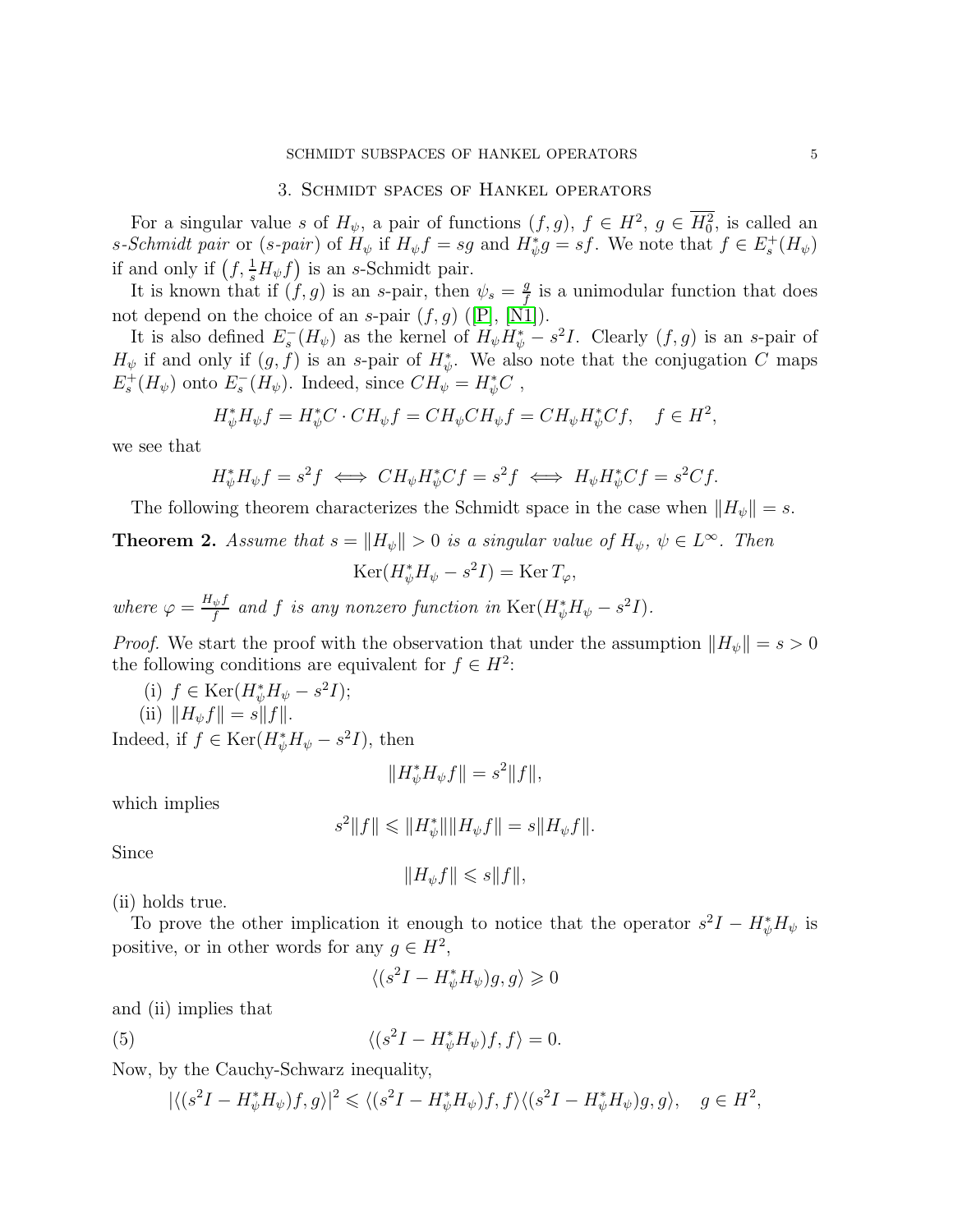## 3. Schmidt spaces of Hankel operators

For a singular value $s$ of $H_\psi$, a pair of functions $(f, g)$, $f \in H^2$, $g \in \overline{H_0^2}$, is called an *s-Schmidt pair* or (*s-pair*) of $H_\psi$ if $H_\psi f = sg$ and $H_\psi^* g = sf$. We note that $f \in E_s^+(H_\psi)$ if and only if $\left(f, \frac{1}{s} H_\psi f\right)$ is an $s$-Schmidt pair.

It is known that if $(f, g)$ is an $s$-pair, then $\psi_s = \frac{g}{f}$ is a unimodular function that does not depend on the choice of an $s$-pair $(f, g)$ ([P], [N1]).

It is also defined $E_s^-(H_\psi)$ as the kernel of $H_\psi H_\psi^* - s^2 I$. Clearly $(f, g)$ is an $s$-pair of $H_\psi$ if and only if $(g, f)$ is an $s$-pair of $H_\psi^*$. We also note that the conjugation $C$ maps $E_s^+(H_\psi)$ onto $E_s^-(H_\psi)$. Indeed, since $CH_\psi = H_\psi^* C$ ,

$$H_\psi^* H_\psi f = H_\psi^* C \cdot C H_\psi f = C H_\psi C H_\psi f = C H_\psi H_\psi^* C f, \quad f \in H^2,$$

we see that

$$H_\psi^* H_\psi f = s^2 f \iff C H_\psi H_\psi^* C f = s^2 f \iff H_\psi H_\psi^* C f = s^2 C f.$$

The following theorem characterizes the Schmidt space in the case when $\|H_\psi\| = s$.

**Theorem 2.** *Assume that $s = \|H_\psi\| > 0$ is a singular value of $H_\psi$, $\psi \in L^\infty$. Then*

$$\operatorname{Ker}(H_\psi^* H_\psi - s^2 I) = \operatorname{Ker} T_\varphi,$$

*where $\varphi = \frac{H_\psi f}{f}$ and $f$ is any nonzero function in $\operatorname{Ker}(H_\psi^* H_\psi - s^2 I)$.*

*Proof.* We start the proof with the observation that under the assumption $\|H_\psi\| = s > 0$ the following conditions are equivalent for $f \in H^2$:

(i) $f \in \operatorname{Ker}(H_\psi^* H_\psi - s^2 I)$;

(ii) $\|H_\psi f\| = s\|f\|$.

Indeed, if $f \in \operatorname{Ker}(H_\psi^* H_\psi - s^2 I)$, then

$$\|H_\psi^* H_\psi f\| = s^2 \|f\|,$$

which implies

$$s^2 \|f\| \leqslant \|H_\psi^*\| \|H_\psi f\| = s \|H_\psi f\|.$$

Since

$$\|H_\psi f\| \leqslant s \|f\|,$$

(ii) holds true.

To prove the other implication it enough to notice that the operator $s^2 I - H_\psi^* H_\psi$ is positive, or in other words for any $g \in H^2$,

$$\langle (s^2 I - H_\psi^* H_\psi) g, g \rangle \geqslant 0$$

and (ii) implies that

$$\langle (s^2 I - H_\psi^* H_\psi) f, f \rangle = 0. \tag{5}$$

Now, by the Cauchy-Schwarz inequality,

$$|\langle (s^2 I - H_\psi^* H_\psi) f, g \rangle|^2 \leqslant \langle (s^2 I - H_\psi^* H_\psi) f, f \rangle \langle (s^2 I - H_\psi^* H_\psi) g, g \rangle, \quad g \in H^2,$$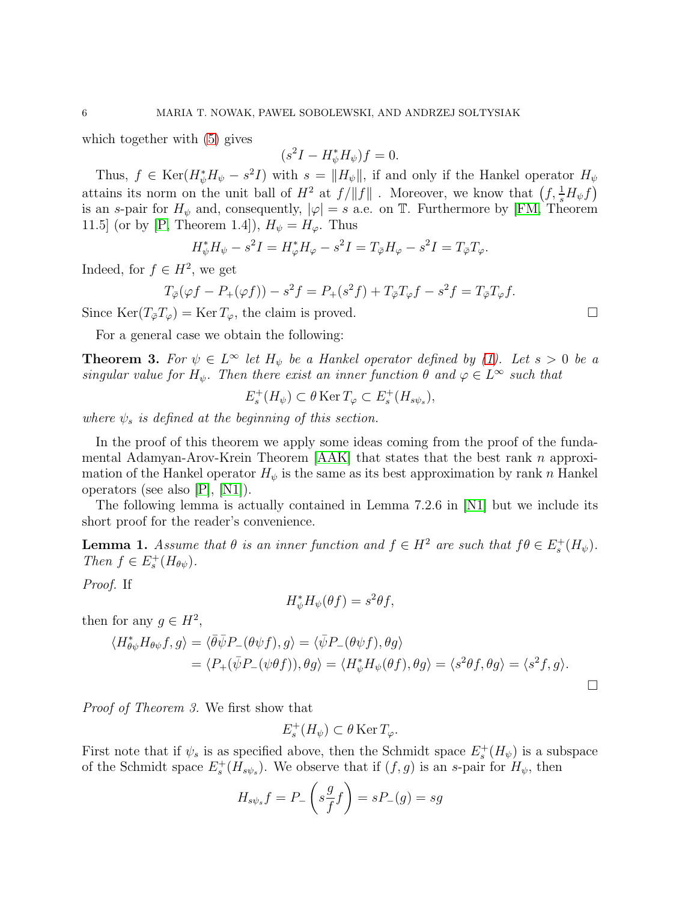which together with (5) gives

$$(s^2 I - H_\psi^* H_\psi) f = 0.$$

Thus, $f \in \operatorname{Ker}(H_\psi^* H_\psi - s^2 I)$ with $s = \|H_\psi\|$, if and only if the Hankel operator $H_\psi$ attains its norm on the unit ball of $H^2$ at $f/\|f\|$ . Moreover, we know that $\left(f, \frac{1}{s} H_\psi f\right)$ is an $s$-pair for $H_\psi$ and, consequently, $|\varphi| = s$ a.e. on $\mathbb{T}$. Furthermore by [FM, Theorem 11.5] (or by [P, Theorem 1.4]), $H_\psi = H_\varphi$. Thus

$$H_\psi^* H_\psi - s^2 I = H_\varphi^* H_\varphi - s^2 I = T_{\bar\varphi} H_\varphi - s^2 I = T_{\bar\varphi} T_\varphi.$$

Indeed, for $f \in H^2$, we get

$$T_{\bar\varphi}(\varphi f - P_+(\varphi f)) - s^2 f = P_+(s^2 f) + T_{\bar\varphi} T_\varphi f - s^2 f = T_{\bar\varphi} T_\varphi f.$$

Since $\operatorname{Ker}(T_{\bar\varphi} T_\varphi) = \operatorname{Ker} T_\varphi$, the claim is proved. $\square$

For a general case we obtain the following:

**Theorem 3.** *For $\psi \in L^\infty$ let $H_\psi$ be a Hankel operator defined by (1). Let $s > 0$ be a singular value for $H_\psi$. Then there exist an inner function $\theta$ and $\varphi \in L^\infty$ such that*

$$E_s^+(H_\psi) \subset \theta \operatorname{Ker} T_\varphi \subset E_s^+(H_{s\psi_s}),$$

*where $\psi_s$ is defined at the beginning of this section.*

In the proof of this theorem we apply some ideas coming from the proof of the fundamental Adamyan-Arov-Krein Theorem [AAK] that states that the best rank $n$ approximation of the Hankel operator $H_\psi$ is the same as its best approximation by rank $n$ Hankel operators (see also [P], [N1]).

The following lemma is actually contained in Lemma 7.2.6 in [N1] but we include its short proof for the reader's convenience.

**Lemma 1.** *Assume that $\theta$ is an inner function and $f \in H^2$ are such that $f\theta \in E_s^+(H_\psi)$. Then $f \in E_s^+(H_{\theta\psi})$.*

*Proof.* If

$$H_\psi^* H_\psi(\theta f) = s^2 \theta f,$$

then for any $g \in H^2$,

$$\begin{aligned}
\langle H_{\theta\psi}^* H_{\theta\psi} f, g\rangle &= \langle \bar\theta \bar\psi P_-(\theta\psi f), g\rangle = \langle \bar\psi P_-(\theta\psi f), \theta g\rangle \\
&= \langle P_+(\bar\psi P_-(\psi\theta f)), \theta g\rangle = \langle H_\psi^* H_\psi(\theta f), \theta g\rangle = \langle s^2 \theta f, \theta g\rangle = \langle s^2 f, g\rangle.
\end{aligned}$$

$\square$

*Proof of Theorem 3.* We first show that

$$E_s^+(H_\psi) \subset \theta \operatorname{Ker} T_\varphi.$$

First note that if $\psi_s$ is as specified above, then the Schmidt space $E_s^+(H_\psi)$ is a subspace of the Schmidt space $E_s^+(H_{s\psi_s})$. We observe that if $(f, g)$ is an $s$-pair for $H_\psi$, then

$$H_{s\psi_s} f = P_-\left(s \frac{g}{f} f\right) = s P_-(g) = sg$$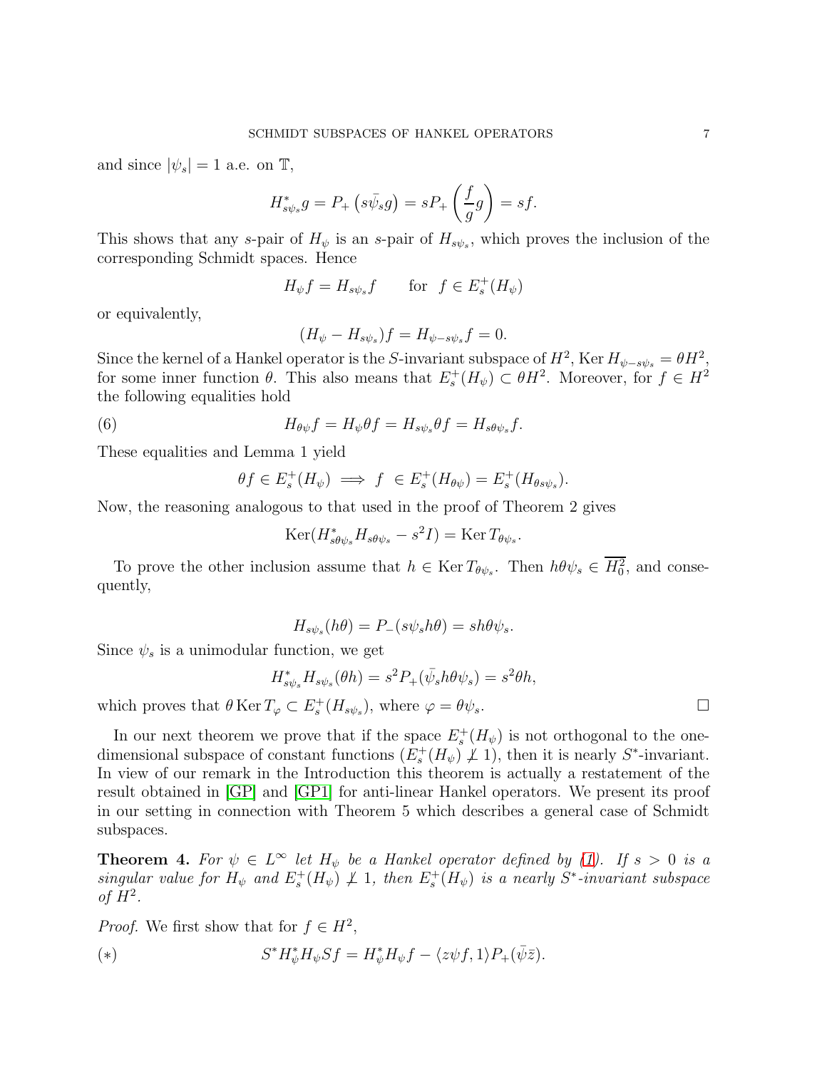and since $|\psi_s| = 1$ a.e. on $\mathbb{T}$,

$$H^*_{s\psi_s} g = P_+ \left( s\bar{\psi}_s g \right) = sP_+ \left( \frac{f}{g} g \right) = sf.$$

This shows that any $s$-pair of $H_\psi$ is an $s$-pair of $H_{s\psi_s}$, which proves the inclusion of the corresponding Schmidt spaces. Hence

$$H_\psi f = H_{s\psi_s} f \qquad \text{for} \ \ f \in E^+_s(H_\psi)$$

or equivalently,

$$(H_\psi - H_{s\psi_s}) f = H_{\psi - s\psi_s} f = 0.$$

Since the kernel of a Hankel operator is the $S$-invariant subspace of $H^2$, $\operatorname{Ker} H_{\psi - s\psi_s} = \theta H^2$, for some inner function $\theta$. This also means that $E^+_s(H_\psi) \subset \theta H^2$. Moreover, for $f \in H^2$ the following equalities hold

$$H_{\theta\psi} f = H_\psi \theta f = H_{s\psi_s} \theta f = H_{s\theta\psi_s} f. \tag{6}$$

These equalities and Lemma 1 yield

$$\theta f \in E^+_s(H_\psi) \implies f \ \in E^+_s(H_{\theta\psi}) = E^+_s(H_{\theta s\psi_s}).$$

Now, the reasoning analogous to that used in the proof of Theorem 2 gives

$$\operatorname{Ker}(H^*_{s\theta\psi_s} H_{s\theta\psi_s} - s^2 I) = \operatorname{Ker} T_{\theta\psi_s}.$$

To prove the other inclusion assume that $h \in \operatorname{Ker} T_{\theta\psi_s}$. Then $h\theta\psi_s \in \overline{H^2_0}$, and consequently,

$$H_{s\psi_s}(h\theta) = P_-(s\psi_s h\theta) = sh\theta\psi_s.$$

Since $\psi_s$ is a unimodular function, we get

$$H^*_{s\psi_s} H_{s\psi_s}(\theta h) = s^2 P_+(\bar{\psi}_s h\theta\psi_s) = s^2 \theta h,$$

which proves that $\theta \operatorname{Ker} T_\varphi \subset E^+_s(H_{s\psi_s})$, where $\varphi = \theta\psi_s$. $\square$

In our next theorem we prove that if the space $E^+_s(H_\psi)$ is not orthogonal to the one-dimensional subspace of constant functions ($E^+_s(H_\psi) \not\perp 1$), then it is nearly $S^*$-invariant. In view of our remark in the Introduction this theorem is actually a restatement of the result obtained in [GP] and [GP1] for anti-linear Hankel operators. We present its proof in our setting in connection with Theorem 5 which describes a general case of Schmidt subspaces.

**Theorem 4.** *For $\psi \in L^\infty$ let $H_\psi$ be a Hankel operator defined by (1). If $s > 0$ is a singular value for $H_\psi$ and $E^+_s(H_\psi) \not\perp 1$, then $E^+_s(H_\psi)$ is a nearly $S^*$-invariant subspace of $H^2$.*

*Proof.* We first show that for $f \in H^2$,

$$S^* H^*_\psi H_\psi S f = H^*_\psi H_\psi f - \langle z\psi f, 1 \rangle P_+(\bar{\psi}\bar{z}). \tag{$*$}$$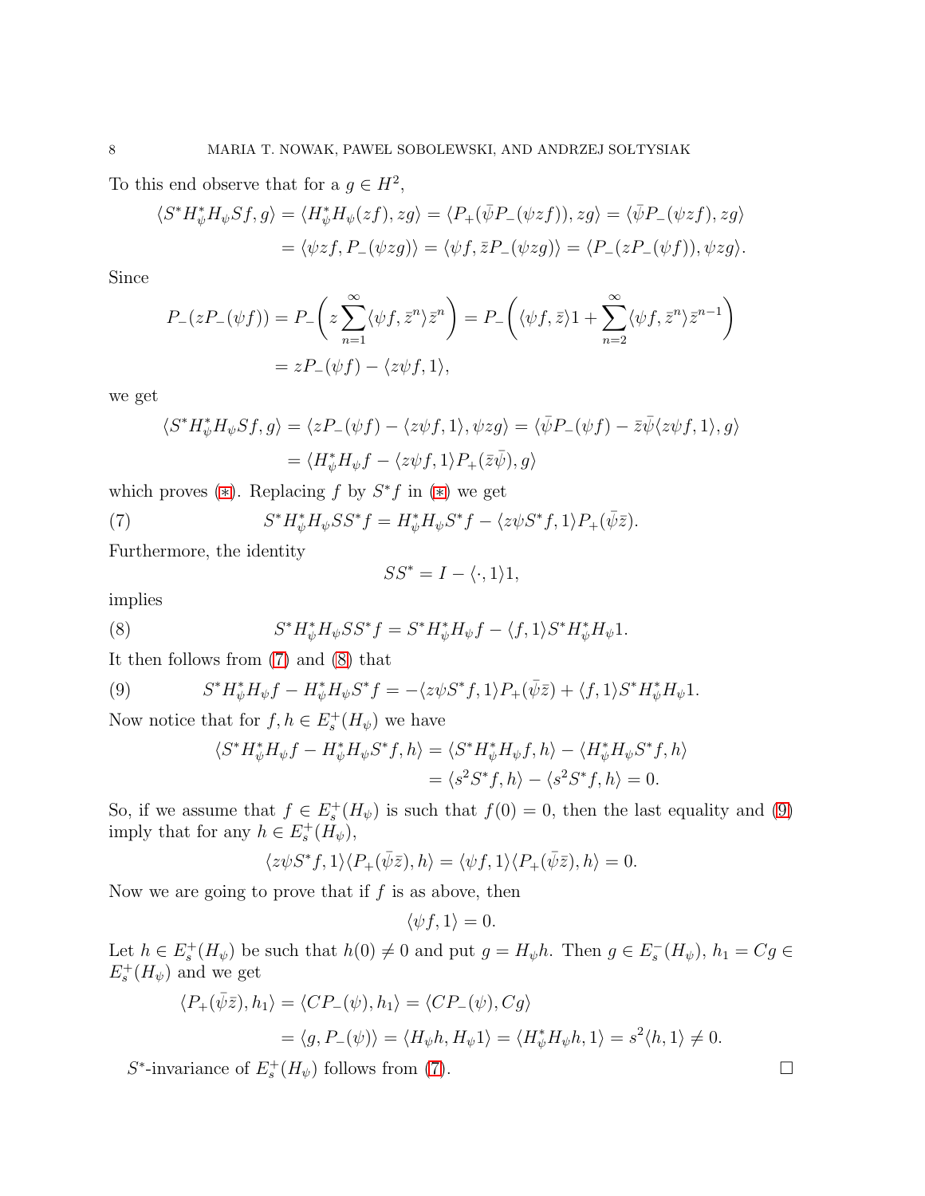To this end observe that for a $g \in H^2$,

$$
\begin{aligned}
\langle S^* H_\psi^* H_\psi S f, g\rangle &= \langle H_\psi^* H_\psi(zf), zg\rangle = \langle P_+(\bar\psi P_-(\psi z f)), zg\rangle = \langle \bar\psi P_-(\psi z f), zg\rangle \\
&= \langle \psi z f, P_-(\psi z g)\rangle = \langle \psi f, \bar z P_-(\psi z g)\rangle = \langle P_-(z P_-(\psi f)), \psi z g\rangle .
\end{aligned}
$$

Since

$$
\begin{aligned}
P_-(zP_-(\psi f)) &= P_-\left( z\sum_{n=1}^{\infty} \langle \psi f, \bar z^n\rangle \bar z^n\right) = P_-\left( \langle \psi f, \bar z\rangle 1 + \sum_{n=2}^{\infty}\langle \psi f, \bar z^n\rangle \bar z^{n-1}\right) \\
&= zP_-(\psi f) - \langle z\psi f, 1\rangle,
\end{aligned}
$$

we get

$$
\begin{aligned}
\langle S^* H_\psi^* H_\psi S f, g\rangle &= \langle zP_-(\psi f) - \langle z\psi f, 1\rangle, \psi z g\rangle = \langle \bar\psi P_-(\psi f) - \bar z\bar\psi\langle z\psi f, 1\rangle, g\rangle \\
&= \langle H_\psi^* H_\psi f - \langle z\psi f, 1\rangle P_+(\bar z\bar\psi), g\rangle
\end{aligned}
$$

which proves (∗). Replacing $f$ by $S^* f$ in (∗) we get

$$
S^* H_\psi^* H_\psi S S^* f = H_\psi^* H_\psi S^* f - \langle z\psi S^* f, 1\rangle P_+(\bar\psi\bar z). \tag{7}
$$

Furthermore, the identity

$$
SS^* = I - \langle \cdot, 1\rangle 1,
$$

implies

$$
S^* H_\psi^* H_\psi S S^* f = S^* H_\psi^* H_\psi f - \langle f, 1\rangle S^* H_\psi^* H_\psi 1. \tag{8}
$$

It then follows from (7) and (8) that

$$
S^* H_\psi^* H_\psi f - H_\psi^* H_\psi S^* f = -\langle z\psi S^* f, 1\rangle P_+(\bar\psi\bar z) + \langle f, 1\rangle S^* H_\psi^* H_\psi 1. \tag{9}
$$

Now notice that for $f, h \in E_s^+(H_\psi)$ we have

$$
\begin{aligned}
\langle S^* H_\psi^* H_\psi f - H_\psi^* H_\psi S^* f, h\rangle &= \langle S^* H_\psi^* H_\psi f, h\rangle - \langle H_\psi^* H_\psi S^* f, h\rangle \\
&= \langle s^2 S^* f, h\rangle - \langle s^2 S^* f, h\rangle = 0.
\end{aligned}
$$

So, if we assume that $f \in E_s^+(H_\psi)$ is such that $f(0) = 0$, then the last equality and (9) imply that for any $h \in E_s^+(H_\psi)$,

$$
\langle z\psi S^* f, 1\rangle \langle P_+(\bar\psi\bar z), h\rangle = \langle \psi f, 1\rangle\langle P_+(\bar\psi\bar z), h\rangle = 0.
$$

Now we are going to prove that if $f$ is as above, then

$$
\langle \psi f, 1\rangle = 0.
$$

Let $h \in E_s^+(H_\psi)$ be such that $h(0) \neq 0$ and put $g = H_\psi h$. Then $g \in E_s^-(H_\psi)$, $h_1 = Cg \in E_s^+(H_\psi)$ and we get

$$
\begin{aligned}
\langle P_+(\bar\psi\bar z), h_1\rangle &= \langle CP_-(\psi), h_1\rangle = \langle CP_-(\psi), Cg\rangle \\
&= \langle g, P_-(\psi)\rangle = \langle H_\psi h, H_\psi 1\rangle = \langle H_\psi^* H_\psi h, 1\rangle = s^2\langle h, 1\rangle \neq 0.
\end{aligned}
$$

$S^*$-invariance of $E_s^+(H_\psi)$ follows from (7). □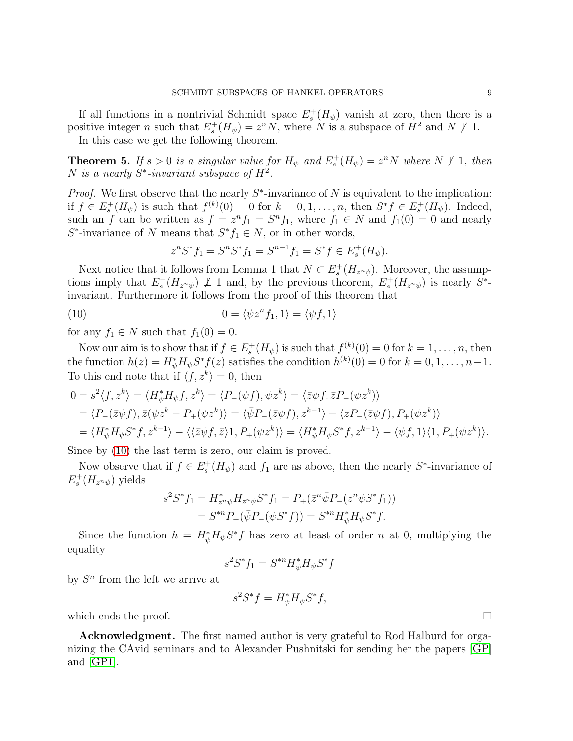If all functions in a nontrivial Schmidt space $E_s^+(H_\psi)$ vanish at zero, then there is a positive integer $n$ such that $E_s^+(H_\psi) = z^n N$, where $N$ is a subspace of $H^2$ and $N \not\perp 1$.

In this case we get the following theorem.

**Theorem 5.** *If $s > 0$ is a singular value for $H_\psi$ and $E_s^+(H_\psi) = z^n N$ where $N \not\perp 1$, then $N$ is a nearly $S^*$-invariant subspace of $H^2$.*

*Proof.* We first observe that the nearly $S^*$-invariance of $N$ is equivalent to the implication: if $f \in E_s^+(H_\psi)$ is such that $f^{(k)}(0) = 0$ for $k = 0, 1, \ldots, n$, then $S^* f \in E_s^+(H_\psi)$. Indeed, such an $f$ can be written as $f = z^n f_1 = S^n f_1$, where $f_1 \in N$ and $f_1(0) = 0$ and nearly $S^*$-invariance of $N$ means that $S^* f_1 \in N$, or in other words,

$$z^n S^* f_1 = S^n S^* f_1 = S^{n-1} f_1 = S^* f \in E_s^+(H_\psi).$$

Next notice that it follows from Lemma 1 that $N \subset E_s^+(H_{z^n\psi})$. Moreover, the assumptions imply that $E_s^+(H_{z^n\psi}) \not\perp 1$ and, by the previous theorem, $E_s^+(H_{z^n\psi})$ is nearly $S^*$-invariant. Furthermore it follows from the proof of this theorem that

$$0 = \langle \psi z^n f_1, 1 \rangle = \langle \psi f, 1 \rangle \tag{10}$$

for any $f_1 \in N$ such that $f_1(0) = 0$.

Now our aim is to show that if $f \in E_s^+(H_\psi)$ is such that $f^{(k)}(0) = 0$ for $k = 1, \ldots, n$, then the function $h(z) = H_\psi^* H_\psi S^* f(z)$ satisfies the condition $h^{(k)}(0) = 0$ for $k = 0, 1, \ldots, n-1$. To this end note that if $\langle f, z^k \rangle = 0$, then

$$\begin{aligned}
0 &= s^2 \langle f, z^k \rangle = \langle H_\psi^* H_\psi f, z^k \rangle = \langle P_-(\psi f), \psi z^k \rangle = \langle \bar{z}\psi f, \bar{z} P_-(\psi z^k) \rangle \\
&= \langle P_-(\bar{z}\psi f), \bar{z}(\psi z^k - P_+(\psi z^k)) \rangle = \langle \bar{\psi} P_-(\bar{z}\psi f), z^{k-1} \rangle - \langle z P_-(\bar{z}\psi f), P_+(\psi z^k) \rangle \\
&= \langle H_\psi^* H_\psi S^* f, z^{k-1} \rangle - \langle \langle \bar{z}\psi f, \bar{z} \rangle 1, P_+(\psi z^k) \rangle = \langle H_\psi^* H_\psi S^* f, z^{k-1} \rangle - \langle \psi f, 1 \rangle \langle 1, P_+(\psi z^k) \rangle.
\end{aligned}$$

Since by (10) the last term is zero, our claim is proved.

Now observe that if $f \in E_s^+(H_\psi)$ and $f_1$ are as above, then the nearly $S^*$-invariance of $E_s^+(H_{z^n\psi})$ yields

$$\begin{aligned}
s^2 S^* f_1 = H_{z^n\psi}^* H_{z^n\psi} S^* f_1 &= P_+(\bar{z}^n \bar{\psi} P_-(z^n \psi S^* f_1)) \\
&= S^{*n} P_+(\bar{\psi} P_-(\psi S^* f)) = S^{*n} H_\psi^* H_\psi S^* f.
\end{aligned}$$

Since the function $h = H_{\bar{\psi}}^* H_\psi S^* f$ has zero at least of order $n$ at 0, multiplying the equality

$$s^2 S^* f_1 = S^{*n} H_{\bar{\psi}}^* H_\psi S^* f$$

by $S^n$ from the left we arrive at

$$s^2 S^* f = H_\psi^* H_\psi S^* f,$$

which ends the proof. $\square$

**Acknowledgment.** The first named author is very grateful to Rod Halburd for organizing the CAvid seminars and to Alexander Pushnitski for sending her the papers [GP] and [GP1].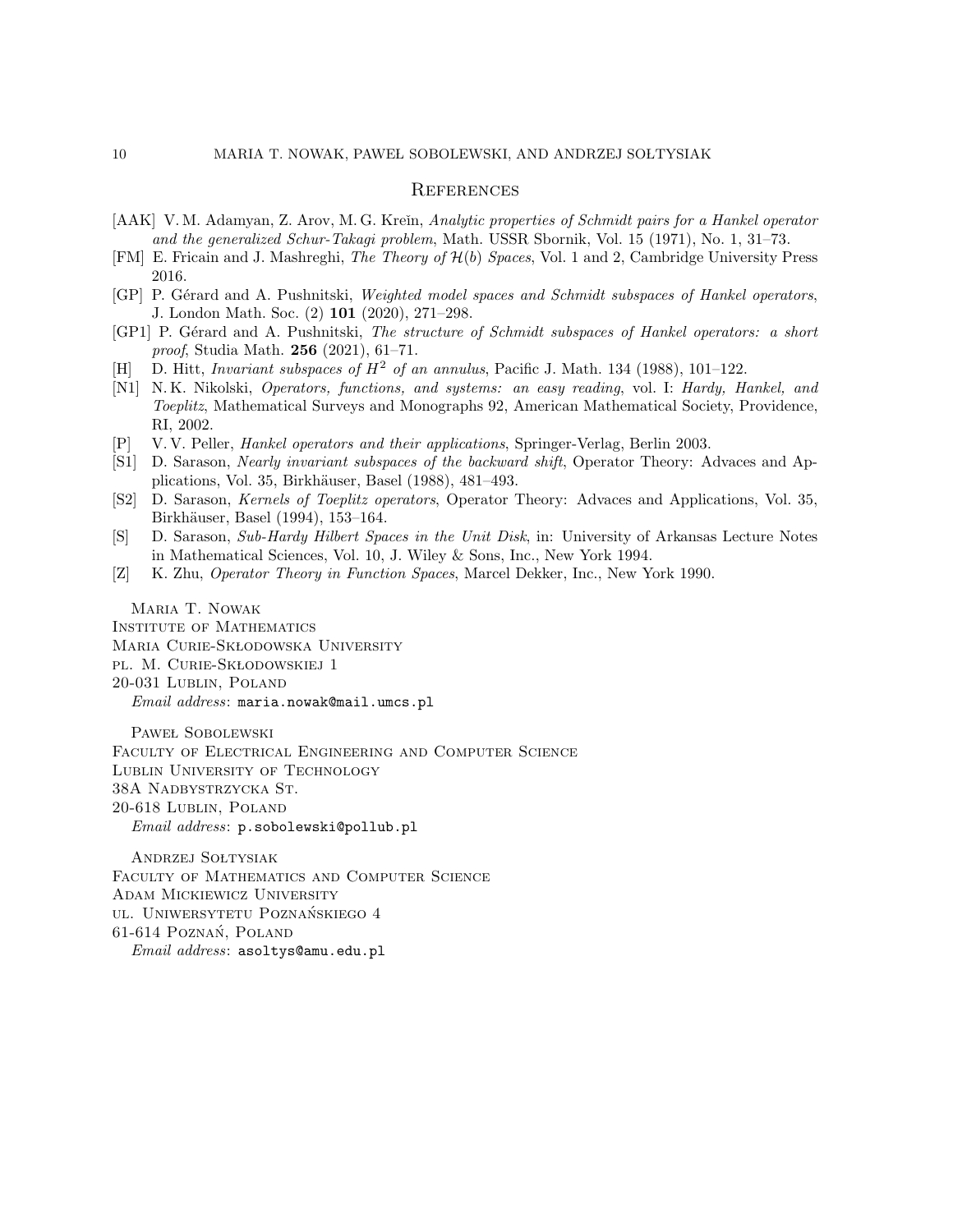## References

[AAK] V. M. Adamyan, Z. Arov, M. G. Kreĭn, *Analytic properties of Schmidt pairs for a Hankel operator and the generalized Schur-Takagi problem*, Math. USSR Sbornik, Vol. 15 (1971), No. 1, 31–73.

[FM] E. Fricain and J. Mashreghi, *The Theory of $\mathcal{H}(b)$ Spaces*, Vol. 1 and 2, Cambridge University Press 2016.

[GP] P. Gérard and A. Pushnitski, *Weighted model spaces and Schmidt subspaces of Hankel operators*, J. London Math. Soc. (2) **101** (2020), 271–298.

[GP1] P. Gérard and A. Pushnitski, *The structure of Schmidt subspaces of Hankel operators: a short proof*, Studia Math. **256** (2021), 61–71.

[H] D. Hitt, *Invariant subspaces of $H^2$ of an annulus*, Pacific J. Math. 134 (1988), 101–122.

[N1] N. K. Nikolski, *Operators, functions, and systems: an easy reading*, vol. I: *Hardy, Hankel, and Toeplitz*, Mathematical Surveys and Monographs 92, American Mathematical Society, Providence, RI, 2002.

[P] V. V. Peller, *Hankel operators and their applications*, Springer-Verlag, Berlin 2003.

[S1] D. Sarason, *Nearly invariant subspaces of the backward shift*, Operator Theory: Advaces and Applications, Vol. 35, Birkhäuser, Basel (1988), 481–493.

[S2] D. Sarason, *Kernels of Toeplitz operators*, Operator Theory: Advaces and Applications, Vol. 35, Birkhäuser, Basel (1994), 153–164.

[S] D. Sarason, *Sub-Hardy Hilbert Spaces in the Unit Disk*, in: University of Arkansas Lecture Notes in Mathematical Sciences, Vol. 10, J. Wiley & Sons, Inc., New York 1994.

[Z] K. Zhu, *Operator Theory in Function Spaces*, Marcel Dekker, Inc., New York 1990.

Maria T. Nowak
Institute of Mathematics
Maria Curie-Skłodowska University
pl. M. Curie-Skłodowskiej 1
20-031 Lublin, Poland
*Email address*: maria.nowak@mail.umcs.pl

Paweł Sobolewski
Faculty of Electrical Engineering and Computer Science
Lublin University of Technology
38A Nadbystrzycka St.
20-618 Lublin, Poland
*Email address*: p.sobolewski@pollub.pl

Andrzej Sołtysiak
Faculty of Mathematics and Computer Science
Adam Mickiewicz University
ul. Uniwersytetu Poznańskiego 4
61-614 Poznań, Poland
*Email address*: asoltys@amu.edu.pl